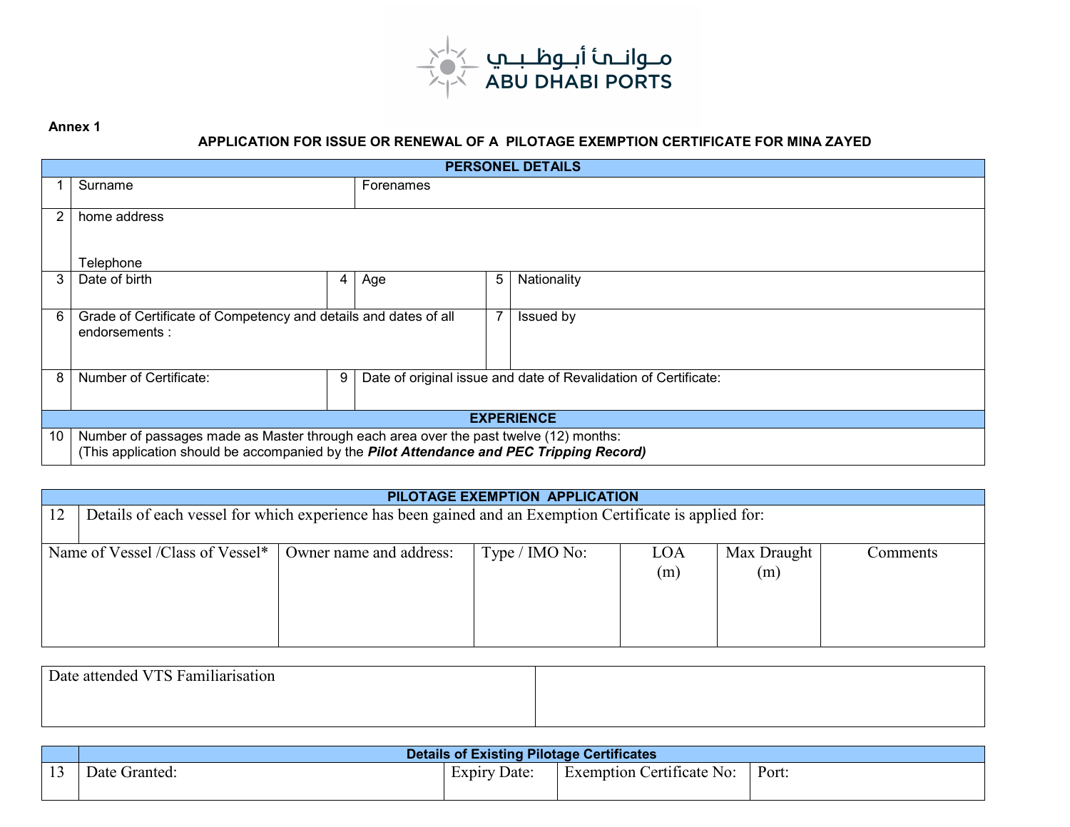مـوانـئ أبـوظـبـي
ABU DHABI PORTS

**Annex 1**

**APPLICATION FOR ISSUE OR RENEWAL OF A PILOTAGE EXEMPTION CERTIFICATE FOR MINA ZAYED**

| **PERSONEL DETAILS** | | | | | |
|---|---|---|---|---|---|
| 1 | Surname | | Forenames | | |
| 2 | home address<br><br>Telephone | | | | |
| 3 | Date of birth | 4 | Age | 5 | Nationality |
| 6 | Grade of Certificate of Competency and details and dates of all endorsements : | | | 7 | Issued by |
| 8 | Number of Certificate: | 9 | Date of original issue and date of Revalidation of Certificate: | | |
| **EXPERIENCE** | | | | | |
| 10 | Number of passages made as Master through each area over the past twelve (12) months:<br>(This application should be accompanied by the ***Pilot Attendance and PEC Tripping Record)*** | | | | |

| **PILOTAGE EXEMPTION APPLICATION** | | | | | |
|---|---|---|---|---|---|
| 12 Details of each vessel for which experience has been gained and an Exemption Certificate is applied for: | | | | | |
| Name of Vessel /Class of Vessel* | Owner name and address: | Type / IMO No: | LOA (m) | Max Draught (m) | Comments |
| | | | | | |

| Date attended VTS Familiarisation | |
|---|---|
| | |

| | **Details of Existing Pilotage Certificates** | | | |
|---|---|---|---|---|
| 13 | Date Granted: | Expiry Date: | Exemption Certificate No: | Port: |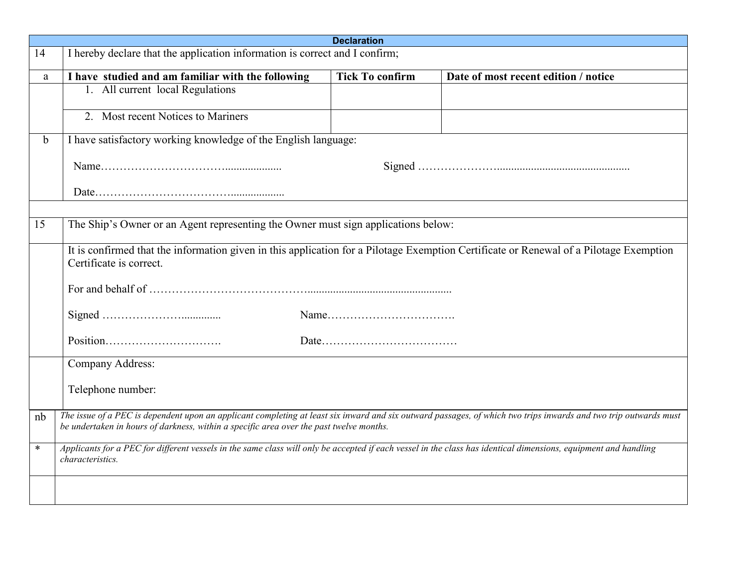| Declaration | | | |
|---|---|---|---|
| 14 | I hereby declare that the application information is correct and I confirm; | | |
| a | **I have studied and am familiar with the following** | **Tick To confirm** | **Date of most recent edition / notice** |
| | 1. All current local Regulations | | |
| | 2. Most recent Notices to Mariners | | |
| b | I have satisfactory working knowledge of the English language:<br><br>Name…………………………….................... Signed ………………….............................................<br><br>Date……………………………….................. | | |

| | |
|---|---|
| 15 | The Ship's Owner or an Agent representing the Owner must sign applications below: |
| | It is confirmed that the information given in this application for a Pilotage Exemption Certificate or Renewal of a Pilotage Exemption Certificate is correct.<br><br>For and behalf of …………………………………..................................................<br><br>Signed …………………............. Name…………………………….<br><br>Position…………………………. Date……………………………… |
| | Company Address:<br><br>Telephone number: |
| nb | *The issue of a PEC is dependent upon an applicant completing at least six inward and six outward passages, of which two trips inwards and two trip outwards must be undertaken in hours of darkness, within a specific area over the past twelve months.* |
| * | *Applicants for a PEC for different vessels in the same class will only be accepted if each vessel in the class has identical dimensions, equipment and handling characteristics.* |
| | |